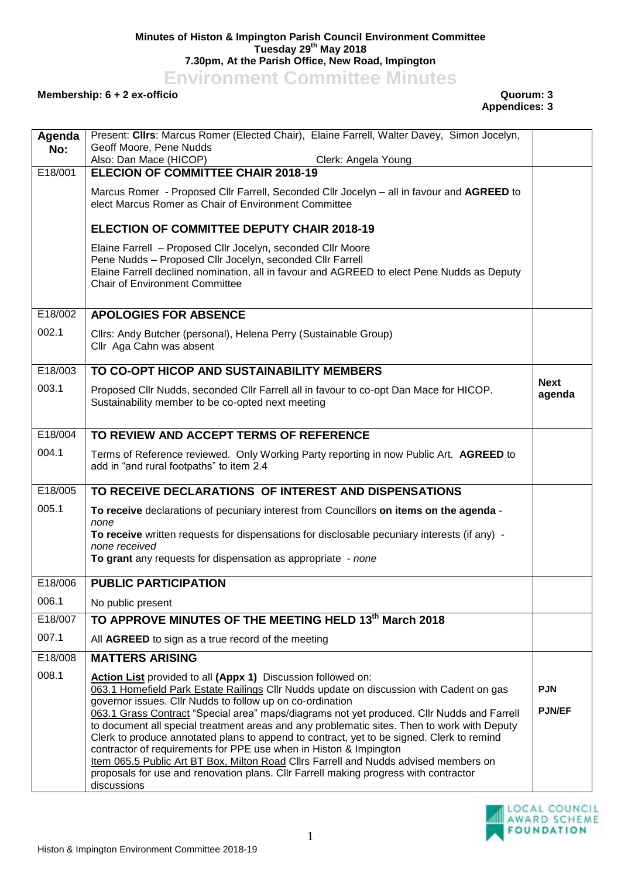**Minutes of Histon & Impington Parish Council Environment Committee**
**Tuesday 29th May 2018**
**7.30pm, At the Parish Office, New Road, Impington**

# Environment Committee Minutes

**Membership: 6 + 2 ex-officio**

**Quorum: 3**
**Appendices: 3**

| Agenda No: | Present: **Cllrs**: Marcus Romer (Elected Chair), Elaine Farrell, Walter Davey, Simon Jocelyn, Geoff Moore, Pene Nudds<br>Also: Dan Mace (HICOP) Clerk: Angela Young | |
|---|---|---|
| E18/001 | **ELECION OF COMMITTEE CHAIR 2018-19** | |
| | Marcus Romer - Proposed Cllr Farrell, Seconded Cllr Jocelyn – all in favour and **AGREED** to elect Marcus Romer as Chair of Environment Committee | |
| | **ELECTION OF COMMITTEE DEPUTY CHAIR 2018-19** | |
| | Elaine Farrell – Proposed Cllr Jocelyn, seconded Cllr Moore<br>Pene Nudds – Proposed Cllr Jocelyn, seconded Cllr Farrell<br>Elaine Farrell declined nomination, all in favour and AGREED to elect Pene Nudds as Deputy Chair of Environment Committee | |
| E18/002 | **APOLOGIES FOR ABSENCE** | |
| 002.1 | Cllrs: Andy Butcher (personal), Helena Perry (Sustainable Group)<br>Cllr Aga Cahn was absent | |
| E18/003 | **TO CO-OPT HICOP AND SUSTAINABILITY MEMBERS** | |
| 003.1 | Proposed Cllr Nudds, seconded Cllr Farrell all in favour to co-opt Dan Mace for HICOP. Sustainability member to be co-opted next meeting | **Next agenda** |
| E18/004 | **TO REVIEW AND ACCEPT TERMS OF REFERENCE** | |
| 004.1 | Terms of Reference reviewed. Only Working Party reporting in now Public Art. **AGREED** to add in "and rural footpaths" to item 2.4 | |
| E18/005 | **TO RECEIVE DECLARATIONS OF INTEREST AND DISPENSATIONS** | |
| 005.1 | **To receive** declarations of pecuniary interest from Councillors **on items on the agenda** - *none*<br>**To receive** written requests for dispensations for disclosable pecuniary interests (if any) - *none received*<br>**To grant** any requests for dispensation as appropriate - *none* | |
| E18/006 | **PUBLIC PARTICIPATION** | |
| 006.1 | No public present | |
| E18/007 | **TO APPROVE MINUTES OF THE MEETING HELD 13th March 2018** | |
| 007.1 | All **AGREED** to sign as a true record of the meeting | |
| E18/008 | **MATTERS ARISING** | |
| 008.1 | **Action List** provided to all **(Appx 1)** Discussion followed on:<br>063.1 Homefield Park Estate Railings Cllr Nudds update on discussion with Cadent on gas governor issues. Cllr Nudds to follow up on co-ordination<br>063.1 Grass Contract "Special area" maps/diagrams not yet produced. Cllr Nudds and Farrell to document all special treatment areas and any problematic sites. Then to work with Deputy Clerk to produce annotated plans to append to contract, yet to be signed. Clerk to remind contractor of requirements for PPE use when in Histon & Impington<br>Item 065.5 Public Art BT Box, Milton Road Cllrs Farrell and Nudds advised members on proposals for use and renovation plans. Cllr Farrell making progress with contractor discussions | **PJN**<br><br>**PJN/EF** |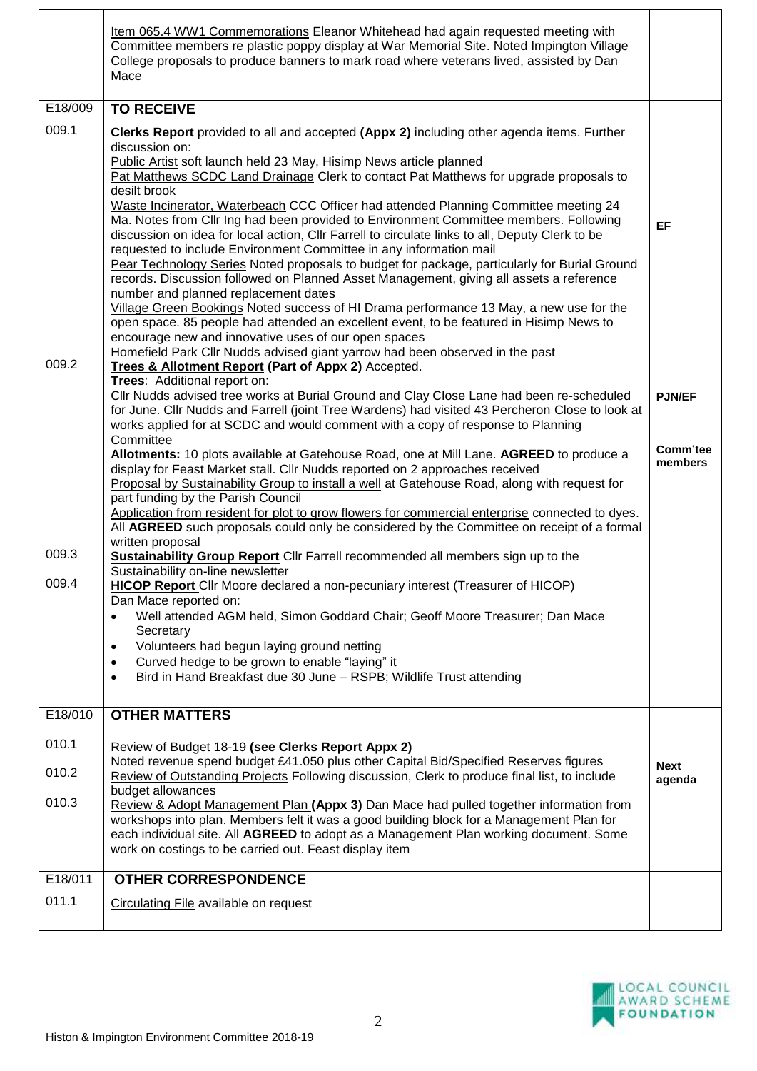| | | |
|---|---|---|
| | Item 065.4 WW1 Commemorations Eleanor Whitehead had again requested meeting with Committee members re plastic poppy display at War Memorial Site. Noted Impington Village College proposals to produce banners to mark road where veterans lived, assisted by Dan Mace | |
| E18/009 | **TO RECEIVE** | |
| 009.1 | **Clerks Report** provided to all and accepted **(Appx 2)** including other agenda items. Further discussion on:<br>Public Artist soft launch held 23 May, Hisimp News article planned<br>Pat Matthews SCDC Land Drainage Clerk to contact Pat Matthews for upgrade proposals to desilt brook<br>Waste Incinerator, Waterbeach CCC Officer had attended Planning Committee meeting 24 Ma. Notes from Cllr Ing had been provided to Environment Committee members. Following discussion on idea for local action, Cllr Farrell to circulate links to all, Deputy Clerk to be requested to include Environment Committee in any information mail<br>Pear Technology Series Noted proposals to budget for package, particularly for Burial Ground records. Discussion followed on Planned Asset Management, giving all assets a reference number and planned replacement dates<br>Village Green Bookings Noted success of HI Drama performance 13 May, a new use for the open space. 85 people had attended an excellent event, to be featured in Hisimp News to encourage new and innovative uses of our open spaces<br>Homefield Park Cllr Nudds advised giant yarrow had been observed in the past | EF |
| 009.2 | **Trees & Allotment Report (Part of Appx 2)** Accepted.<br>**Trees**: Additional report on:<br>Cllr Nudds advised tree works at Burial Ground and Clay Close Lane had been re-scheduled for June. Cllr Nudds and Farrell (joint Tree Wardens) had visited 43 Percheron Close to look at works applied for at SCDC and would comment with a copy of response to Planning Committee<br>**Allotments:** 10 plots available at Gatehouse Road, one at Mill Lane. **AGREED** to produce a display for Feast Market stall. Cllr Nudds reported on 2 approaches received<br>Proposal by Sustainability Group to install a well at Gatehouse Road, along with request for part funding by the Parish Council<br>Application from resident for plot to grow flowers for commercial enterprise connected to dyes. All **AGREED** such proposals could only be considered by the Committee on receipt of a formal written proposal | **PJN/EF**<br><br>**Comm'tee members** |
| 009.3 | **Sustainability Group Report** Cllr Farrell recommended all members sign up to the Sustainability on-line newsletter | |
| 009.4 | **HICOP Report** Cllr Moore declared a non-pecuniary interest (Treasurer of HICOP)<br>Dan Mace reported on:<br>• Well attended AGM held, Simon Goddard Chair; Geoff Moore Treasurer; Dan Mace Secretary<br>• Volunteers had begun laying ground netting<br>• Curved hedge to be grown to enable "laying" it<br>• Bird in Hand Breakfast due 30 June – RSPB; Wildlife Trust attending | |
| E18/010 | **OTHER MATTERS** | |
| 010.1 | Review of Budget 18-19 **(see Clerks Report Appx 2)**<br>Noted revenue spend budget £41.050 plus other Capital Bid/Specified Reserves figures | |
| 010.2 | Review of Outstanding Projects Following discussion, Clerk to produce final list, to include budget allowances | **Next agenda** |
| 010.3 | Review & Adopt Management Plan **(Appx 3)** Dan Mace had pulled together information from workshops into plan. Members felt it was a good building block for a Management Plan for each individual site. All **AGREED** to adopt as a Management Plan working document. Some work on costings to be carried out. Feast display item | |
| E18/011 | **OTHER CORRESPONDENCE** | |
| 011.1 | Circulating File available on request | |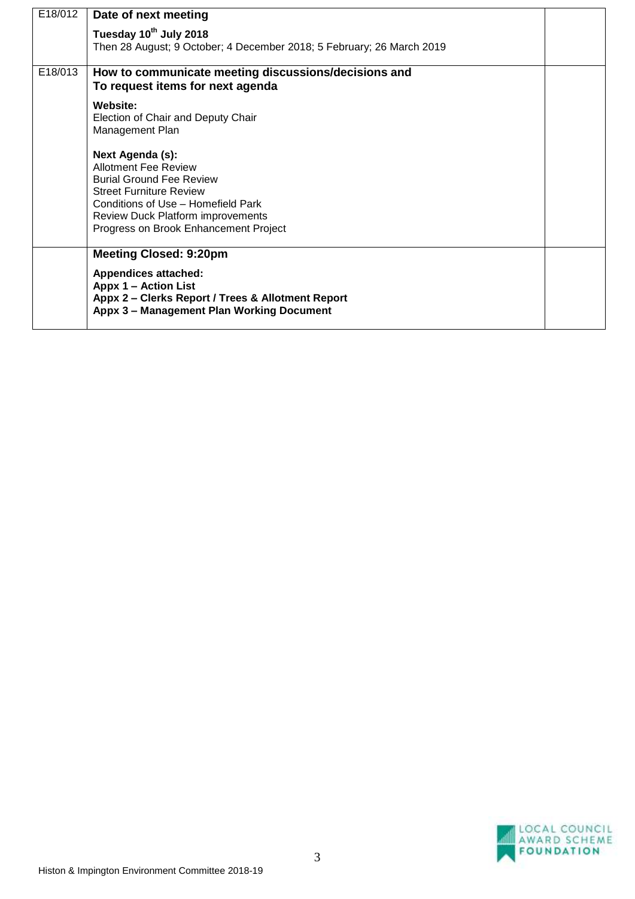| | | |
|---|---|---|
| E18/012 | **Date of next meeting**<br><br>**Tuesday 10th July 2018**<br>Then 28 August; 9 October; 4 December 2018; 5 February; 26 March 2019 | |
| E18/013 | **How to communicate meeting discussions/decisions and To request items for next agenda**<br><br>**Website:**<br>Election of Chair and Deputy Chair<br>Management Plan<br><br>**Next Agenda (s):**<br>Allotment Fee Review<br>Burial Ground Fee Review<br>Street Furniture Review<br>Conditions of Use – Homefield Park<br>Review Duck Platform improvements<br>Progress on Brook Enhancement Project | |
| | **Meeting Closed: 9:20pm**<br><br>**Appendices attached:**<br>**Appx 1 – Action List**<br>**Appx 2 – Clerks Report / Trees & Allotment Report**<br>**Appx 3 – Management Plan Working Document** | |